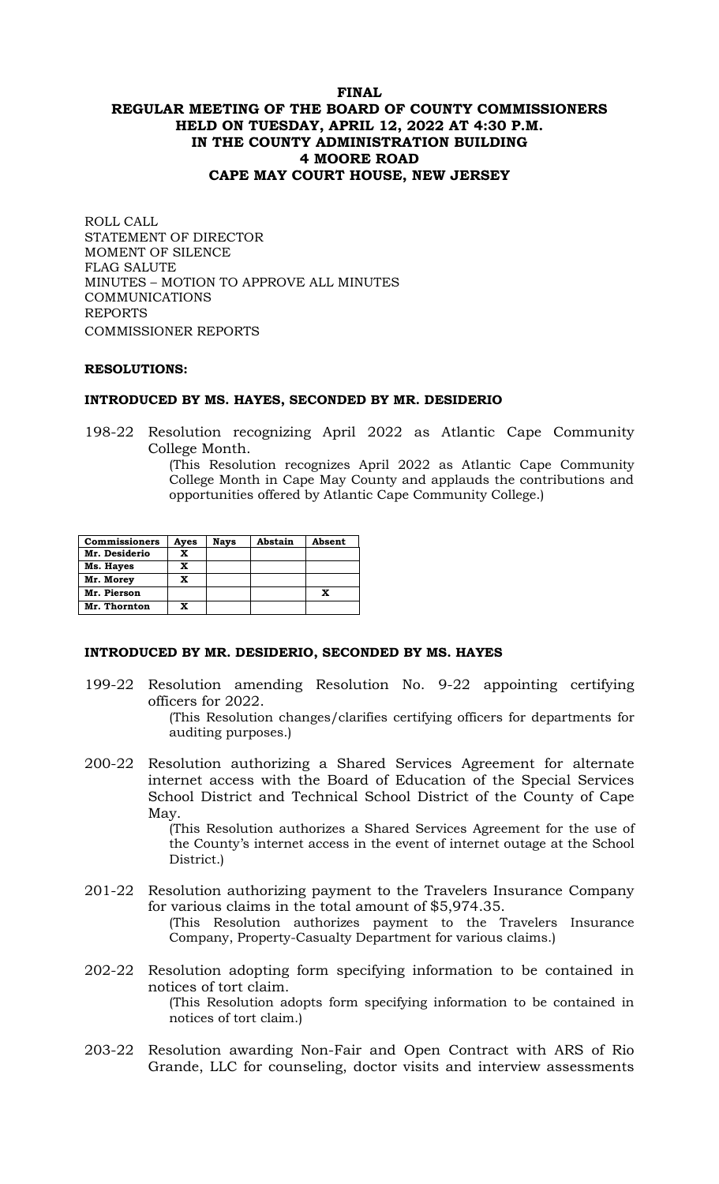# FINAL
# REGULAR MEETING OF THE BOARD OF COUNTY COMMISSIONERS HELD ON TUESDAY, APRIL 12, 2022 AT 4:30 P.M. IN THE COUNTY ADMINISTRATION BUILDING 4 MOORE ROAD CAPE MAY COURT HOUSE, NEW JERSEY

ROLL CALL
STATEMENT OF DIRECTOR
MOMENT OF SILENCE
FLAG SALUTE
MINUTES – MOTION TO APPROVE ALL MINUTES
COMMUNICATIONS
REPORTS
COMMISSIONER REPORTS

**RESOLUTIONS:**

**INTRODUCED BY MS. HAYES, SECONDED BY MR. DESIDERIO**

198-22 Resolution recognizing April 2022 as Atlantic Cape Community College Month.
(This Resolution recognizes April 2022 as Atlantic Cape Community College Month in Cape May County and applauds the contributions and opportunities offered by Atlantic Cape Community College.)

| Commissioners | Ayes | Nays | Abstain | Absent |
|---|---|---|---|---|
| Mr. Desiderio | X | | | |
| Ms. Hayes | X | | | |
| Mr. Morey | X | | | |
| Mr. Pierson | | | | X |
| Mr. Thornton | X | | | |

**INTRODUCED BY MR. DESIDERIO, SECONDED BY MS. HAYES**

199-22 Resolution amending Resolution No. 9-22 appointing certifying officers for 2022.
(This Resolution changes/clarifies certifying officers for departments for auditing purposes.)

200-22 Resolution authorizing a Shared Services Agreement for alternate internet access with the Board of Education of the Special Services School District and Technical School District of the County of Cape May.
(This Resolution authorizes a Shared Services Agreement for the use of the County's internet access in the event of internet outage at the School District.)

201-22 Resolution authorizing payment to the Travelers Insurance Company for various claims in the total amount of $5,974.35.
(This Resolution authorizes payment to the Travelers Insurance Company, Property-Casualty Department for various claims.)

202-22 Resolution adopting form specifying information to be contained in notices of tort claim.
(This Resolution adopts form specifying information to be contained in notices of tort claim.)

203-22 Resolution awarding Non-Fair and Open Contract with ARS of Rio Grande, LLC for counseling, doctor visits and interview assessments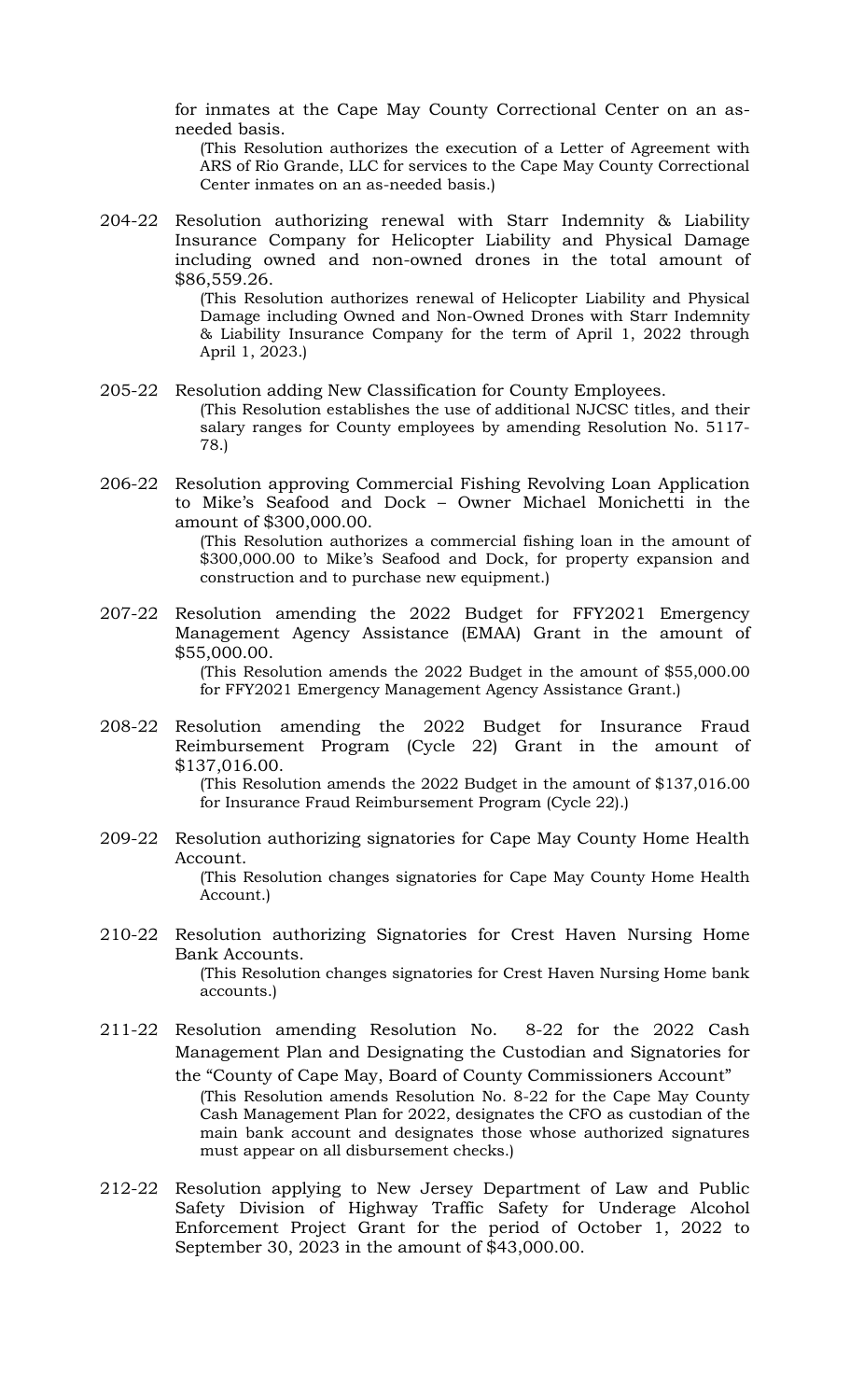for inmates at the Cape May County Correctional Center on an as-needed basis.

(This Resolution authorizes the execution of a Letter of Agreement with ARS of Rio Grande, LLC for services to the Cape May County Correctional Center inmates on an as-needed basis.)

204-22 Resolution authorizing renewal with Starr Indemnity & Liability Insurance Company for Helicopter Liability and Physical Damage including owned and non-owned drones in the total amount of $86,559.26.

(This Resolution authorizes renewal of Helicopter Liability and Physical Damage including Owned and Non-Owned Drones with Starr Indemnity & Liability Insurance Company for the term of April 1, 2022 through April 1, 2023.)

205-22 Resolution adding New Classification for County Employees.

(This Resolution establishes the use of additional NJCSC titles, and their salary ranges for County employees by amending Resolution No. 5117-78.)

206-22 Resolution approving Commercial Fishing Revolving Loan Application to Mike's Seafood and Dock – Owner Michael Monichetti in the amount of $300,000.00.

(This Resolution authorizes a commercial fishing loan in the amount of $300,000.00 to Mike's Seafood and Dock, for property expansion and construction and to purchase new equipment.)

207-22 Resolution amending the 2022 Budget for FFY2021 Emergency Management Agency Assistance (EMAA) Grant in the amount of $55,000.00.

(This Resolution amends the 2022 Budget in the amount of $55,000.00 for FFY2021 Emergency Management Agency Assistance Grant.)

208-22 Resolution amending the 2022 Budget for Insurance Fraud Reimbursement Program (Cycle 22) Grant in the amount of $137,016.00.

(This Resolution amends the 2022 Budget in the amount of $137,016.00 for Insurance Fraud Reimbursement Program (Cycle 22).)

209-22 Resolution authorizing signatories for Cape May County Home Health Account.

(This Resolution changes signatories for Cape May County Home Health Account.)

210-22 Resolution authorizing Signatories for Crest Haven Nursing Home Bank Accounts.

(This Resolution changes signatories for Crest Haven Nursing Home bank accounts.)

211-22 Resolution amending Resolution No. 8-22 for the 2022 Cash Management Plan and Designating the Custodian and Signatories for the "County of Cape May, Board of County Commissioners Account"

(This Resolution amends Resolution No. 8-22 for the Cape May County Cash Management Plan for 2022, designates the CFO as custodian of the main bank account and designates those whose authorized signatures must appear on all disbursement checks.)

212-22 Resolution applying to New Jersey Department of Law and Public Safety Division of Highway Traffic Safety for Underage Alcohol Enforcement Project Grant for the period of October 1, 2022 to September 30, 2023 in the amount of $43,000.00.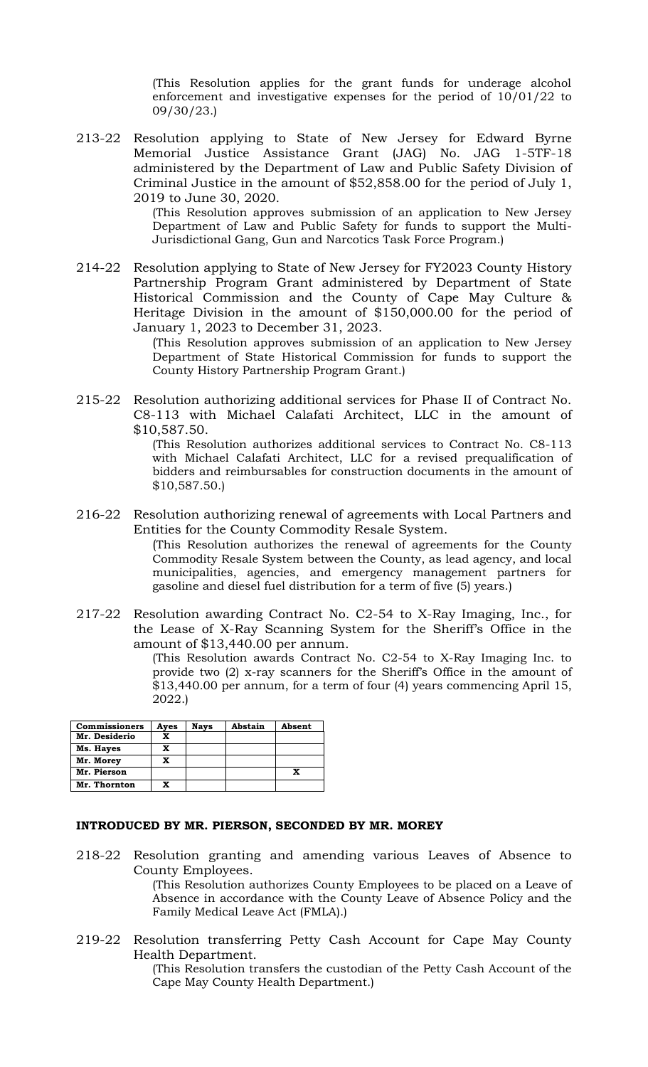(This Resolution applies for the grant funds for underage alcohol enforcement and investigative expenses for the period of 10/01/22 to 09/30/23.)

213-22 Resolution applying to State of New Jersey for Edward Byrne Memorial Justice Assistance Grant (JAG) No. JAG 1-5TF-18 administered by the Department of Law and Public Safety Division of Criminal Justice in the amount of $52,858.00 for the period of July 1, 2019 to June 30, 2020.

(This Resolution approves submission of an application to New Jersey Department of Law and Public Safety for funds to support the Multi-Jurisdictional Gang, Gun and Narcotics Task Force Program.)

214-22 Resolution applying to State of New Jersey for FY2023 County History Partnership Program Grant administered by Department of State Historical Commission and the County of Cape May Culture & Heritage Division in the amount of $150,000.00 for the period of January 1, 2023 to December 31, 2023.

(This Resolution approves submission of an application to New Jersey Department of State Historical Commission for funds to support the County History Partnership Program Grant.)

215-22 Resolution authorizing additional services for Phase II of Contract No. C8-113 with Michael Calafati Architect, LLC in the amount of $10,587.50.

(This Resolution authorizes additional services to Contract No. C8-113 with Michael Calafati Architect, LLC for a revised prequalification of bidders and reimbursables for construction documents in the amount of $10,587.50.)

216-22 Resolution authorizing renewal of agreements with Local Partners and Entities for the County Commodity Resale System.

(This Resolution authorizes the renewal of agreements for the County Commodity Resale System between the County, as lead agency, and local municipalities, agencies, and emergency management partners for gasoline and diesel fuel distribution for a term of five (5) years.)

217-22 Resolution awarding Contract No. C2-54 to X-Ray Imaging, Inc., for the Lease of X-Ray Scanning System for the Sheriff's Office in the amount of $13,440.00 per annum.

(This Resolution awards Contract No. C2-54 to X-Ray Imaging Inc. to provide two (2) x-ray scanners for the Sheriff's Office in the amount of $13,440.00 per annum, for a term of four (4) years commencing April 15, 2022.)

| Commissioners | Ayes | Nays | Abstain | Absent |
|---|---|---|---|---|
| Mr. Desiderio | X | | | |
| Ms. Hayes | X | | | |
| Mr. Morey | X | | | |
| Mr. Pierson | | | | X |
| Mr. Thornton | X | | | |

**INTRODUCED BY MR. PIERSON, SECONDED BY MR. MOREY**

218-22 Resolution granting and amending various Leaves of Absence to County Employees.

(This Resolution authorizes County Employees to be placed on a Leave of Absence in accordance with the County Leave of Absence Policy and the Family Medical Leave Act (FMLA).)

219-22 Resolution transferring Petty Cash Account for Cape May County Health Department.

(This Resolution transfers the custodian of the Petty Cash Account of the Cape May County Health Department.)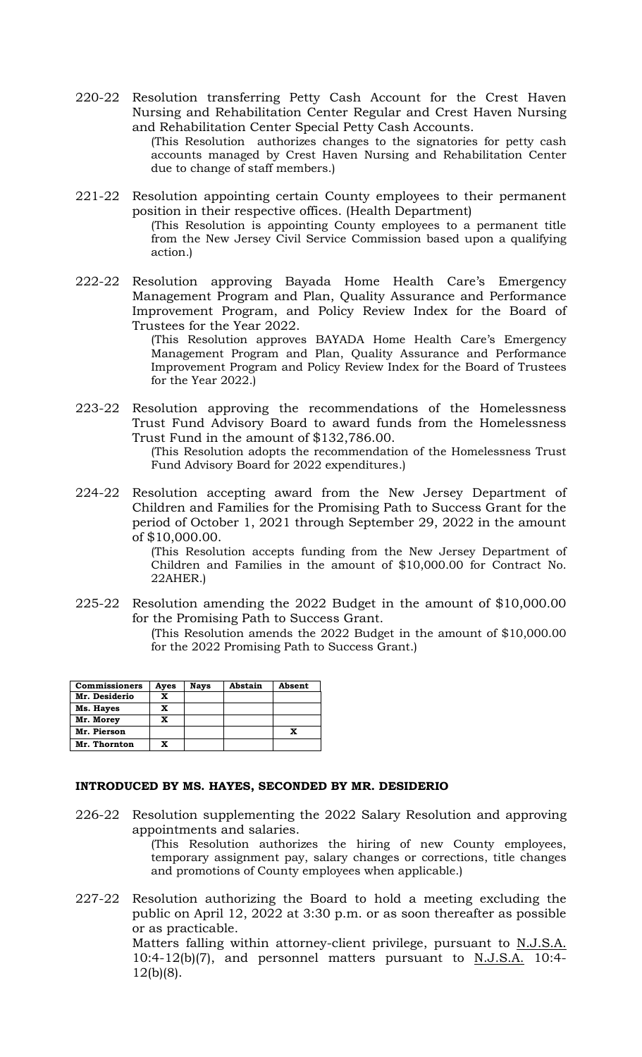220-22 Resolution transferring Petty Cash Account for the Crest Haven Nursing and Rehabilitation Center Regular and Crest Haven Nursing and Rehabilitation Center Special Petty Cash Accounts.

(This Resolution authorizes changes to the signatories for petty cash accounts managed by Crest Haven Nursing and Rehabilitation Center due to change of staff members.)

221-22 Resolution appointing certain County employees to their permanent position in their respective offices. (Health Department)

(This Resolution is appointing County employees to a permanent title from the New Jersey Civil Service Commission based upon a qualifying action.)

222-22 Resolution approving Bayada Home Health Care's Emergency Management Program and Plan, Quality Assurance and Performance Improvement Program, and Policy Review Index for the Board of Trustees for the Year 2022.

(This Resolution approves BAYADA Home Health Care's Emergency Management Program and Plan, Quality Assurance and Performance Improvement Program and Policy Review Index for the Board of Trustees for the Year 2022.)

223-22 Resolution approving the recommendations of the Homelessness Trust Fund Advisory Board to award funds from the Homelessness Trust Fund in the amount of $132,786.00.

(This Resolution adopts the recommendation of the Homelessness Trust Fund Advisory Board for 2022 expenditures.)

224-22 Resolution accepting award from the New Jersey Department of Children and Families for the Promising Path to Success Grant for the period of October 1, 2021 through September 29, 2022 in the amount of $10,000.00.

(This Resolution accepts funding from the New Jersey Department of Children and Families in the amount of $10,000.00 for Contract No. 22AHER.)

225-22 Resolution amending the 2022 Budget in the amount of $10,000.00 for the Promising Path to Success Grant.

(This Resolution amends the 2022 Budget in the amount of $10,000.00 for the 2022 Promising Path to Success Grant.)

| Commissioners | Ayes | Nays | Abstain | Absent |
|---|---|---|---|---|
| Mr. Desiderio | X | | | |
| Ms. Hayes | X | | | |
| Mr. Morey | X | | | |
| Mr. Pierson | | | | X |
| Mr. Thornton | X | | | |

**INTRODUCED BY MS. HAYES, SECONDED BY MR. DESIDERIO**

226-22 Resolution supplementing the 2022 Salary Resolution and approving appointments and salaries.

(This Resolution authorizes the hiring of new County employees, temporary assignment pay, salary changes or corrections, title changes and promotions of County employees when applicable.)

227-22 Resolution authorizing the Board to hold a meeting excluding the public on April 12, 2022 at 3:30 p.m. or as soon thereafter as possible or as practicable.

Matters falling within attorney-client privilege, pursuant to N.J.S.A. 10:4-12(b)(7), and personnel matters pursuant to N.J.S.A. 10:4-12(b)(8).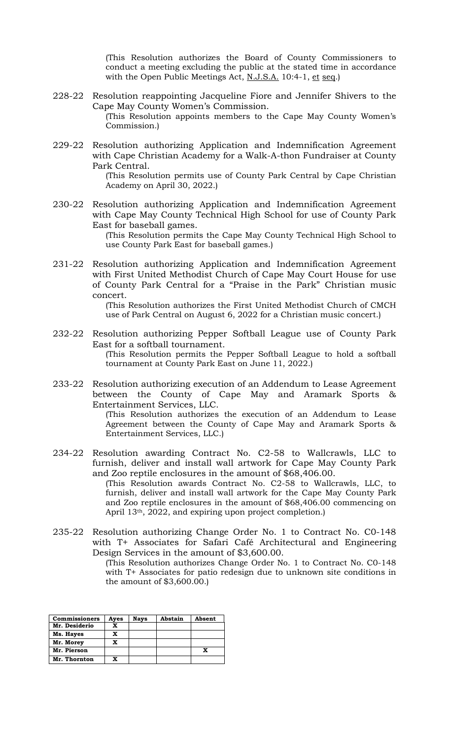(This Resolution authorizes the Board of County Commissioners to conduct a meeting excluding the public at the stated time in accordance with the Open Public Meetings Act, N.J.S.A. 10:4-1, et seq.)

228-22 Resolution reappointing Jacqueline Fiore and Jennifer Shivers to the Cape May County Women's Commission.

(This Resolution appoints members to the Cape May County Women's Commission.)

229-22 Resolution authorizing Application and Indemnification Agreement with Cape Christian Academy for a Walk-A-thon Fundraiser at County Park Central.

(This Resolution permits use of County Park Central by Cape Christian Academy on April 30, 2022.)

230-22 Resolution authorizing Application and Indemnification Agreement with Cape May County Technical High School for use of County Park East for baseball games.

(This Resolution permits the Cape May County Technical High School to use County Park East for baseball games.)

231-22 Resolution authorizing Application and Indemnification Agreement with First United Methodist Church of Cape May Court House for use of County Park Central for a "Praise in the Park" Christian music concert.

(This Resolution authorizes the First United Methodist Church of CMCH use of Park Central on August 6, 2022 for a Christian music concert.)

232-22 Resolution authorizing Pepper Softball League use of County Park East for a softball tournament.

(This Resolution permits the Pepper Softball League to hold a softball tournament at County Park East on June 11, 2022.)

233-22 Resolution authorizing execution of an Addendum to Lease Agreement between the County of Cape May and Aramark Sports & Entertainment Services, LLC.

(This Resolution authorizes the execution of an Addendum to Lease Agreement between the County of Cape May and Aramark Sports & Entertainment Services, LLC.)

234-22 Resolution awarding Contract No. C2-58 to Wallcrawls, LLC to furnish, deliver and install wall artwork for Cape May County Park and Zoo reptile enclosures in the amount of $68,406.00.

(This Resolution awards Contract No. C2-58 to Wallcrawls, LLC, to furnish, deliver and install wall artwork for the Cape May County Park and Zoo reptile enclosures in the amount of $68,406.00 commencing on April 13th, 2022, and expiring upon project completion.)

235-22 Resolution authorizing Change Order No. 1 to Contract No. C0-148 with T+ Associates for Safari Café Architectural and Engineering Design Services in the amount of $3,600.00.

(This Resolution authorizes Change Order No. 1 to Contract No. C0-148 with T+ Associates for patio redesign due to unknown site conditions in the amount of $3,600.00.)

| Commissioners | Ayes | Nays | Abstain | Absent |
|---|---|---|---|---|
| Mr. Desiderio | X | | | |
| Ms. Hayes | X | | | |
| Mr. Morey | X | | | |
| Mr. Pierson | | | | X |
| Mr. Thornton | X | | | |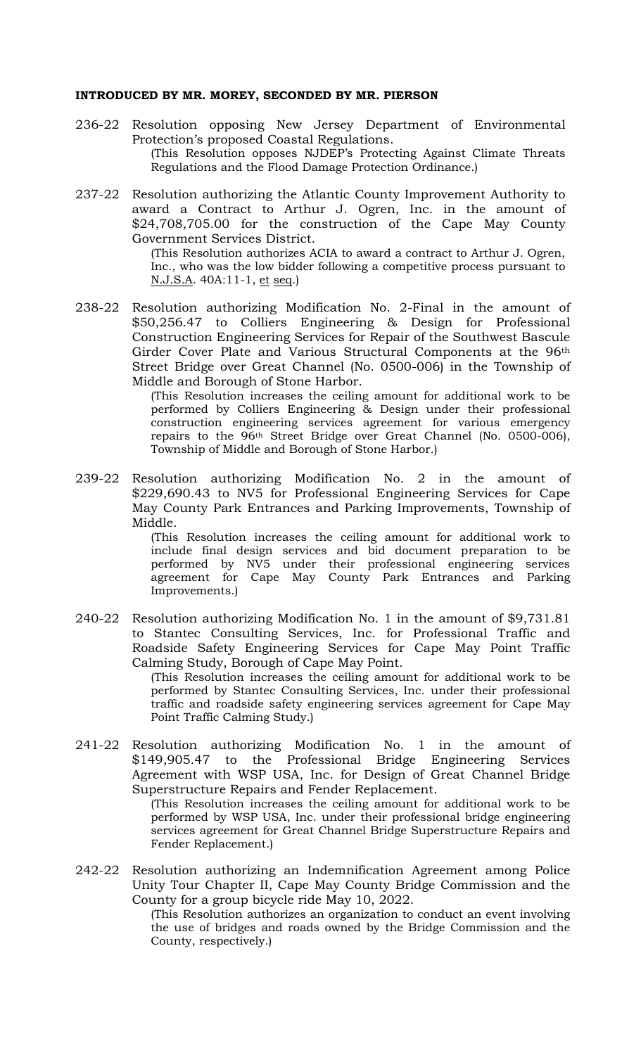**INTRODUCED BY MR. MOREY, SECONDED BY MR. PIERSON**

236-22 Resolution opposing New Jersey Department of Environmental Protection's proposed Coastal Regulations.

(This Resolution opposes NJDEP's Protecting Against Climate Threats Regulations and the Flood Damage Protection Ordinance.)

237-22 Resolution authorizing the Atlantic County Improvement Authority to award a Contract to Arthur J. Ogren, Inc. in the amount of $24,708,705.00 for the construction of the Cape May County Government Services District.

(This Resolution authorizes ACIA to award a contract to Arthur J. Ogren, Inc., who was the low bidder following a competitive process pursuant to N.J.S.A. 40A:11-1, et seq.)

238-22 Resolution authorizing Modification No. 2-Final in the amount of $50,256.47 to Colliers Engineering & Design for Professional Construction Engineering Services for Repair of the Southwest Bascule Girder Cover Plate and Various Structural Components at the 96th Street Bridge over Great Channel (No. 0500-006) in the Township of Middle and Borough of Stone Harbor.

(This Resolution increases the ceiling amount for additional work to be performed by Colliers Engineering & Design under their professional construction engineering services agreement for various emergency repairs to the 96th Street Bridge over Great Channel (No. 0500-006), Township of Middle and Borough of Stone Harbor.)

239-22 Resolution authorizing Modification No. 2 in the amount of $229,690.43 to NV5 for Professional Engineering Services for Cape May County Park Entrances and Parking Improvements, Township of Middle.

(This Resolution increases the ceiling amount for additional work to include final design services and bid document preparation to be performed by NV5 under their professional engineering services agreement for Cape May County Park Entrances and Parking Improvements.)

240-22 Resolution authorizing Modification No. 1 in the amount of $9,731.81 to Stantec Consulting Services, Inc. for Professional Traffic and Roadside Safety Engineering Services for Cape May Point Traffic Calming Study, Borough of Cape May Point.

(This Resolution increases the ceiling amount for additional work to be performed by Stantec Consulting Services, Inc. under their professional traffic and roadside safety engineering services agreement for Cape May Point Traffic Calming Study.)

241-22 Resolution authorizing Modification No. 1 in the amount of $149,905.47 to the Professional Bridge Engineering Services Agreement with WSP USA, Inc. for Design of Great Channel Bridge Superstructure Repairs and Fender Replacement.

(This Resolution increases the ceiling amount for additional work to be performed by WSP USA, Inc. under their professional bridge engineering services agreement for Great Channel Bridge Superstructure Repairs and Fender Replacement.)

242-22 Resolution authorizing an Indemnification Agreement among Police Unity Tour Chapter II, Cape May County Bridge Commission and the County for a group bicycle ride May 10, 2022.

(This Resolution authorizes an organization to conduct an event involving the use of bridges and roads owned by the Bridge Commission and the County, respectively.)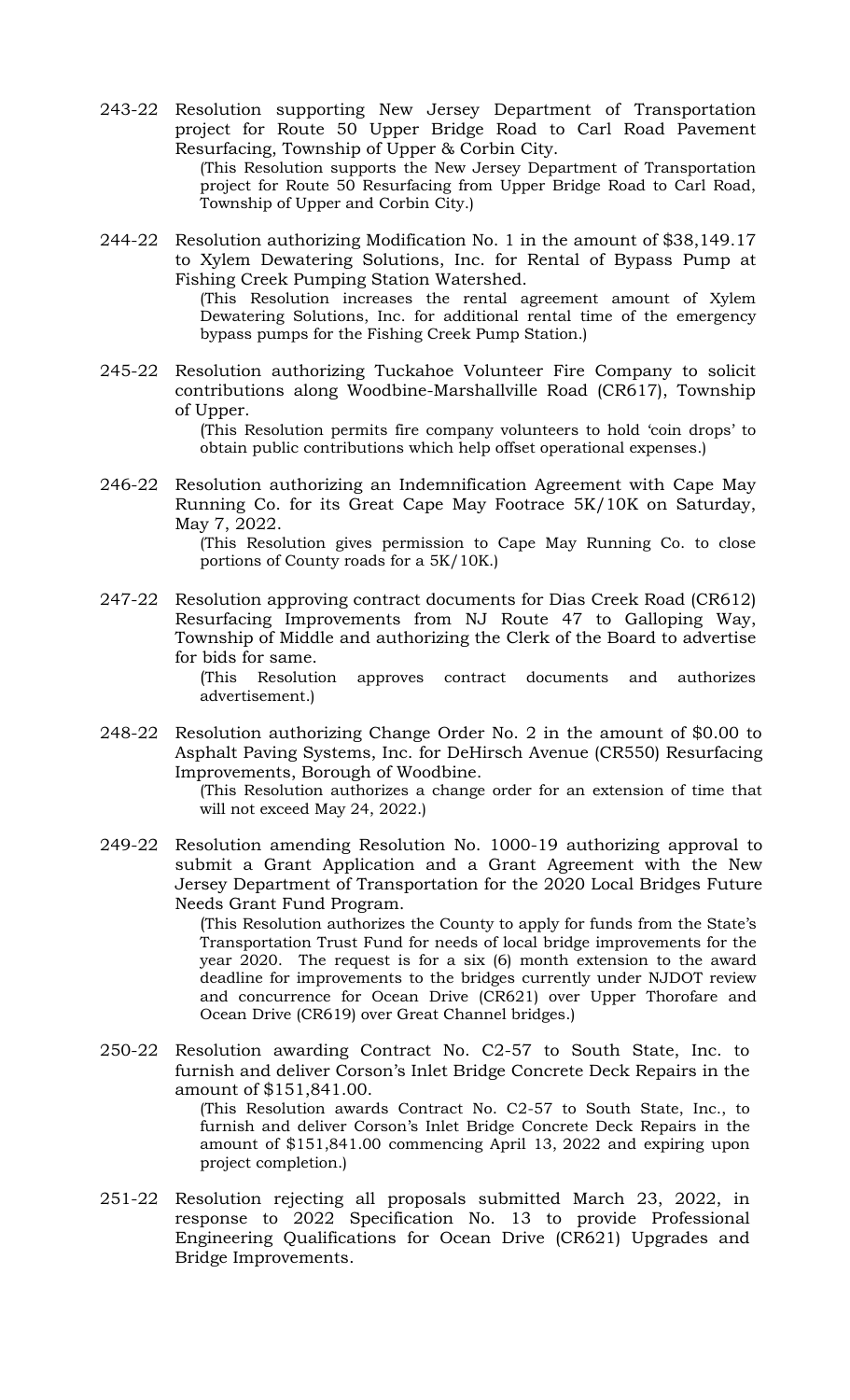243-22 Resolution supporting New Jersey Department of Transportation project for Route 50 Upper Bridge Road to Carl Road Pavement Resurfacing, Township of Upper & Corbin City.

(This Resolution supports the New Jersey Department of Transportation project for Route 50 Resurfacing from Upper Bridge Road to Carl Road, Township of Upper and Corbin City.)

244-22 Resolution authorizing Modification No. 1 in the amount of $38,149.17 to Xylem Dewatering Solutions, Inc. for Rental of Bypass Pump at Fishing Creek Pumping Station Watershed.

(This Resolution increases the rental agreement amount of Xylem Dewatering Solutions, Inc. for additional rental time of the emergency bypass pumps for the Fishing Creek Pump Station.)

245-22 Resolution authorizing Tuckahoe Volunteer Fire Company to solicit contributions along Woodbine-Marshallville Road (CR617), Township of Upper.

(This Resolution permits fire company volunteers to hold 'coin drops' to obtain public contributions which help offset operational expenses.)

246-22 Resolution authorizing an Indemnification Agreement with Cape May Running Co. for its Great Cape May Footrace 5K/10K on Saturday, May 7, 2022.

(This Resolution gives permission to Cape May Running Co. to close portions of County roads for a 5K/10K.)

247-22 Resolution approving contract documents for Dias Creek Road (CR612) Resurfacing Improvements from NJ Route 47 to Galloping Way, Township of Middle and authorizing the Clerk of the Board to advertise for bids for same.

(This Resolution approves contract documents and authorizes advertisement.)

248-22 Resolution authorizing Change Order No. 2 in the amount of $0.00 to Asphalt Paving Systems, Inc. for DeHirsch Avenue (CR550) Resurfacing Improvements, Borough of Woodbine.

(This Resolution authorizes a change order for an extension of time that will not exceed May 24, 2022.)

249-22 Resolution amending Resolution No. 1000-19 authorizing approval to submit a Grant Application and a Grant Agreement with the New Jersey Department of Transportation for the 2020 Local Bridges Future Needs Grant Fund Program.

(This Resolution authorizes the County to apply for funds from the State's Transportation Trust Fund for needs of local bridge improvements for the year 2020. The request is for a six (6) month extension to the award deadline for improvements to the bridges currently under NJDOT review and concurrence for Ocean Drive (CR621) over Upper Thorofare and Ocean Drive (CR619) over Great Channel bridges.)

250-22 Resolution awarding Contract No. C2-57 to South State, Inc. to furnish and deliver Corson's Inlet Bridge Concrete Deck Repairs in the amount of $151,841.00.

(This Resolution awards Contract No. C2-57 to South State, Inc., to furnish and deliver Corson's Inlet Bridge Concrete Deck Repairs in the amount of $151,841.00 commencing April 13, 2022 and expiring upon project completion.)

251-22 Resolution rejecting all proposals submitted March 23, 2022, in response to 2022 Specification No. 13 to provide Professional Engineering Qualifications for Ocean Drive (CR621) Upgrades and Bridge Improvements.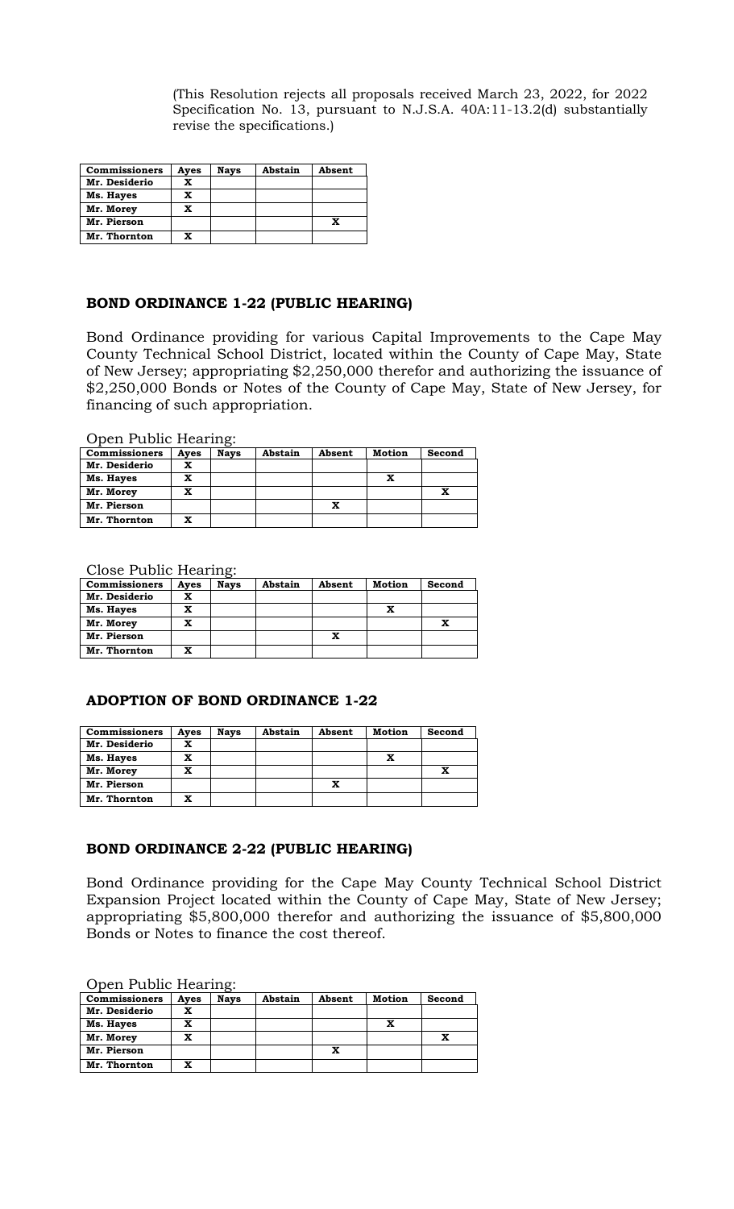(This Resolution rejects all proposals received March 23, 2022, for 2022 Specification No. 13, pursuant to N.J.S.A. 40A:11-13.2(d) substantially revise the specifications.)

| Commissioners | Ayes | Nays | Abstain | Absent |
|---|---|---|---|---|
| Mr. Desiderio | X | | | |
| Ms. Hayes | X | | | |
| Mr. Morey | X | | | |
| Mr. Pierson | | | | X |
| Mr. Thornton | X | | | |

### BOND ORDINANCE 1-22 (PUBLIC HEARING)

Bond Ordinance providing for various Capital Improvements to the Cape May County Technical School District, located within the County of Cape May, State of New Jersey; appropriating $2,250,000 therefor and authorizing the issuance of $2,250,000 Bonds or Notes of the County of Cape May, State of New Jersey, for financing of such appropriation.

Open Public Hearing:

| Commissioners | Ayes | Nays | Abstain | Absent | Motion | Second |
|---|---|---|---|---|---|---|
| Mr. Desiderio | X | | | | | |
| Ms. Hayes | X | | | | X | |
| Mr. Morey | X | | | | | X |
| Mr. Pierson | | | | X | | |
| Mr. Thornton | X | | | | | |

Close Public Hearing:

| Commissioners | Ayes | Nays | Abstain | Absent | Motion | Second |
|---|---|---|---|---|---|---|
| Mr. Desiderio | X | | | | | |
| Ms. Hayes | X | | | | X | |
| Mr. Morey | X | | | | | X |
| Mr. Pierson | | | | X | | |
| Mr. Thornton | X | | | | | |

### ADOPTION OF BOND ORDINANCE 1-22

| Commissioners | Ayes | Nays | Abstain | Absent | Motion | Second |
|---|---|---|---|---|---|---|
| Mr. Desiderio | X | | | | | |
| Ms. Hayes | X | | | | X | |
| Mr. Morey | X | | | | | X |
| Mr. Pierson | | | | X | | |
| Mr. Thornton | X | | | | | |

### BOND ORDINANCE 2-22 (PUBLIC HEARING)

Bond Ordinance providing for the Cape May County Technical School District Expansion Project located within the County of Cape May, State of New Jersey; appropriating $5,800,000 therefor and authorizing the issuance of $5,800,000 Bonds or Notes to finance the cost thereof.

Open Public Hearing:

| Commissioners | Ayes | Nays | Abstain | Absent | Motion | Second |
|---|---|---|---|---|---|---|
| Mr. Desiderio | X | | | | | |
| Ms. Hayes | X | | | | X | |
| Mr. Morey | X | | | | | X |
| Mr. Pierson | | | | X | | |
| Mr. Thornton | X | | | | | |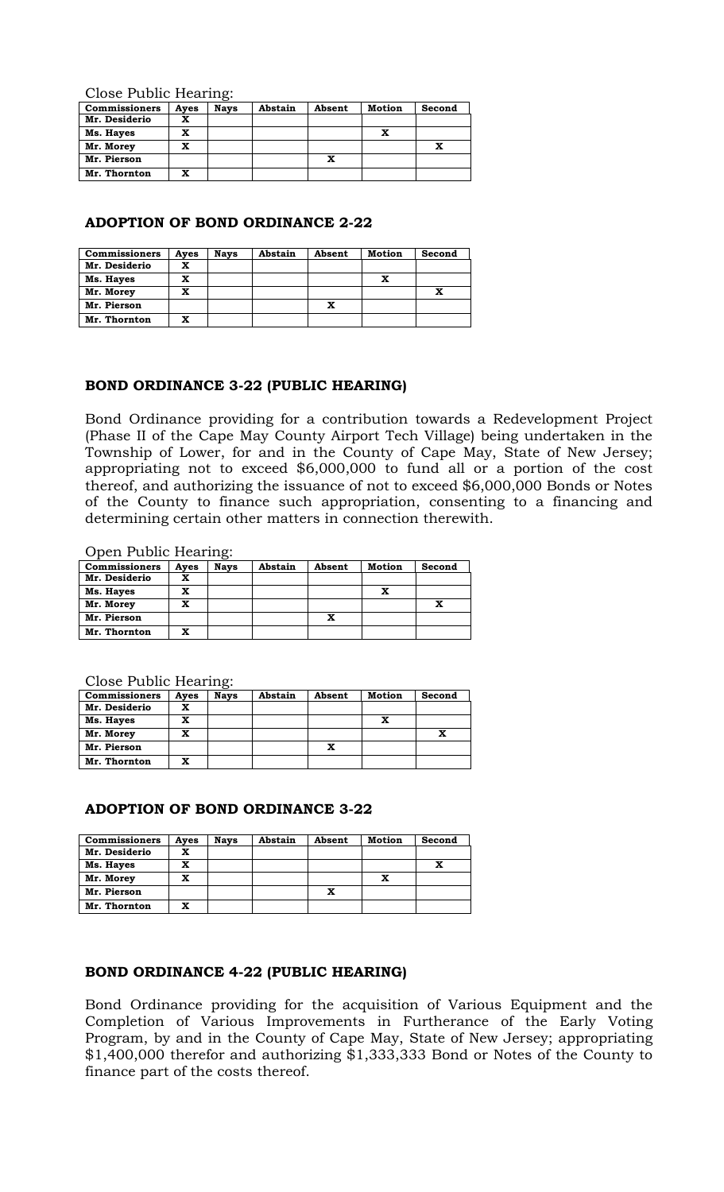Close Public Hearing:

| Commissioners | Ayes | Nays | Abstain | Absent | Motion | Second |
|---|---|---|---|---|---|---|
| Mr. Desiderio | X | | | | | |
| Ms. Hayes | X | | | | X | |
| Mr. Morey | X | | | | | X |
| Mr. Pierson | | | | X | | |
| Mr. Thornton | X | | | | | |

### ADOPTION OF BOND ORDINANCE 2-22

| Commissioners | Ayes | Nays | Abstain | Absent | Motion | Second |
|---|---|---|---|---|---|---|
| Mr. Desiderio | X | | | | | |
| Ms. Hayes | X | | | | X | |
| Mr. Morey | X | | | | | X |
| Mr. Pierson | | | | X | | |
| Mr. Thornton | X | | | | | |

### BOND ORDINANCE 3-22 (PUBLIC HEARING)

Bond Ordinance providing for a contribution towards a Redevelopment Project (Phase II of the Cape May County Airport Tech Village) being undertaken in the Township of Lower, for and in the County of Cape May, State of New Jersey; appropriating not to exceed $6,000,000 to fund all or a portion of the cost thereof, and authorizing the issuance of not to exceed $6,000,000 Bonds or Notes of the County to finance such appropriation, consenting to a financing and determining certain other matters in connection therewith.

Open Public Hearing:

| Commissioners | Ayes | Nays | Abstain | Absent | Motion | Second |
|---|---|---|---|---|---|---|
| Mr. Desiderio | X | | | | | |
| Ms. Hayes | X | | | | X | |
| Mr. Morey | X | | | | | X |
| Mr. Pierson | | | | X | | |
| Mr. Thornton | X | | | | | |

Close Public Hearing:

| Commissioners | Ayes | Nays | Abstain | Absent | Motion | Second |
|---|---|---|---|---|---|---|
| Mr. Desiderio | X | | | | | |
| Ms. Hayes | X | | | | X | |
| Mr. Morey | X | | | | | X |
| Mr. Pierson | | | | X | | |
| Mr. Thornton | X | | | | | |

### ADOPTION OF BOND ORDINANCE 3-22

| Commissioners | Ayes | Nays | Abstain | Absent | Motion | Second |
|---|---|---|---|---|---|---|
| Mr. Desiderio | X | | | | | |
| Ms. Hayes | X | | | | | X |
| Mr. Morey | X | | | | X | |
| Mr. Pierson | | | | X | | |
| Mr. Thornton | X | | | | | |

### BOND ORDINANCE 4-22 (PUBLIC HEARING)

Bond Ordinance providing for the acquisition of Various Equipment and the Completion of Various Improvements in Furtherance of the Early Voting Program, by and in the County of Cape May, State of New Jersey; appropriating $1,400,000 therefor and authorizing $1,333,333 Bond or Notes of the County to finance part of the costs thereof.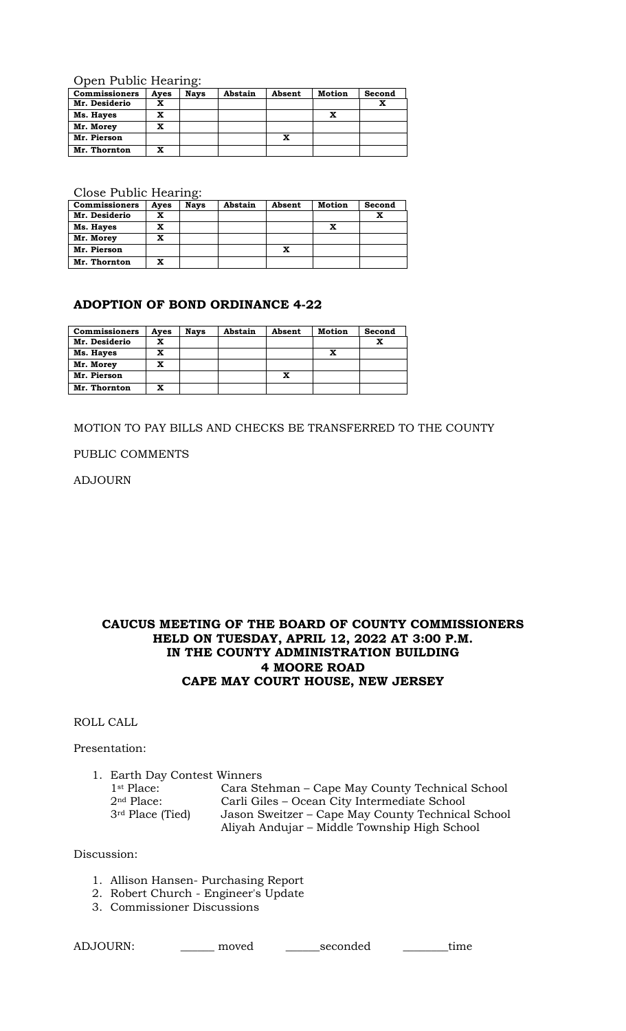Open Public Hearing:

| Commissioners | Ayes | Nays | Abstain | Absent | Motion | Second |
|---|---|---|---|---|---|---|
| Mr. Desiderio | X | | | | | X |
| Ms. Hayes | X | | | | X | |
| Mr. Morey | X | | | | | |
| Mr. Pierson | | | | X | | |
| Mr. Thornton | X | | | | | |

Close Public Hearing:

| Commissioners | Ayes | Nays | Abstain | Absent | Motion | Second |
|---|---|---|---|---|---|---|
| Mr. Desiderio | X | | | | | X |
| Ms. Hayes | X | | | | X | |
| Mr. Morey | X | | | | | |
| Mr. Pierson | | | | X | | |
| Mr. Thornton | X | | | | | |

### ADOPTION OF BOND ORDINANCE 4-22

| Commissioners | Ayes | Nays | Abstain | Absent | Motion | Second |
|---|---|---|---|---|---|---|
| Mr. Desiderio | X | | | | | X |
| Ms. Hayes | X | | | | X | |
| Mr. Morey | X | | | | | |
| Mr. Pierson | | | | X | | |
| Mr. Thornton | X | | | | | |

MOTION TO PAY BILLS AND CHECKS BE TRANSFERRED TO THE COUNTY

PUBLIC COMMENTS

ADJOURN

## CAUCUS MEETING OF THE BOARD OF COUNTY COMMISSIONERS HELD ON TUESDAY, APRIL 12, 2022 AT 3:00 P.M. IN THE COUNTY ADMINISTRATION BUILDING 4 MOORE ROAD CAPE MAY COURT HOUSE, NEW JERSEY

ROLL CALL

Presentation:

1. Earth Day Contest Winners
   - 1st Place: Cara Stehman – Cape May County Technical School
   - 2nd Place: Carli Giles – Ocean City Intermediate School
   - 3rd Place (Tied) Jason Sweitzer – Cape May County Technical School
     Aliyah Andujar – Middle Township High School

Discussion:

1. Allison Hansen- Purchasing Report
2. Robert Church - Engineer's Update
3. Commissioner Discussions

ADJOURN: ______ moved ______seconded ________time